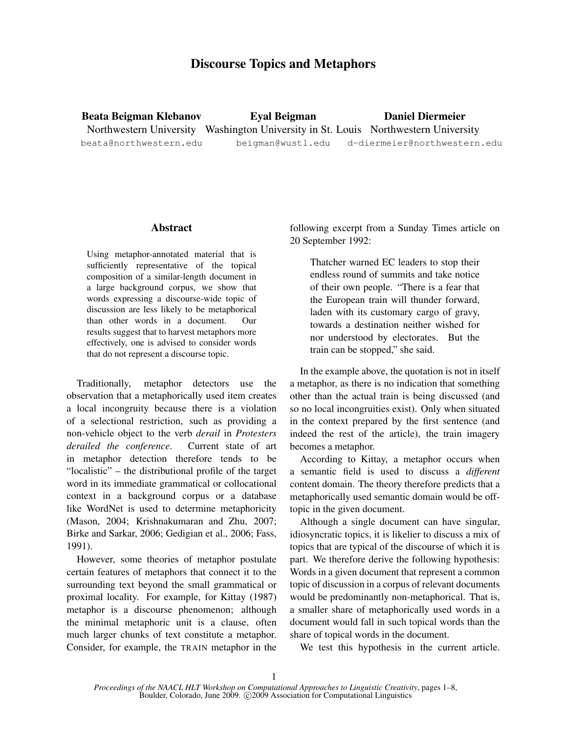# Discourse Topics and Metaphors

**Beata Beigman Klebanov**
Northwestern University
beata@northwestern.edu

**Eyal Beigman**
Washington University in St. Louis
beigman@wustl.edu

**Daniel Diermeier**
Northwestern University
d-diermeier@northwestern.edu

## Abstract

Using metaphor-annotated material that is sufficiently representative of the topical composition of a similar-length document in a large background corpus, we show that words expressing a discourse-wide topic of discussion are less likely to be metaphorical than other words in a document. Our results suggest that to harvest metaphors more effectively, one is advised to consider words that do not represent a discourse topic.

Traditionally, metaphor detectors use the observation that a metaphorically used item creates a local incongruity because there is a violation of a selectional restriction, such as providing a non-vehicle object to the verb *derail* in *Protesters derailed the conference*. Current state of art in metaphor detection therefore tends to be "localistic" – the distributional profile of the target word in its immediate grammatical or collocational context in a background corpus or a database like WordNet is used to determine metaphoricity (Mason, 2004; Krishnakumaran and Zhu, 2007; Birke and Sarkar, 2006; Gedigian et al., 2006; Fass, 1991).

However, some theories of metaphor postulate certain features of metaphors that connect it to the surrounding text beyond the small grammatical or proximal locality. For example, for Kittay (1987) metaphor is a discourse phenomenon; although the minimal metaphoric unit is a clause, often much larger chunks of text constitute a metaphor. Consider, for example, the TRAIN metaphor in the following excerpt from a Sunday Times article on 20 September 1992:

> Thatcher warned EC leaders to stop their endless round of summits and take notice of their own people. "There is a fear that the European train will thunder forward, laden with its customary cargo of gravy, towards a destination neither wished for nor understood by electorates. But the train can be stopped," she said.

In the example above, the quotation is not in itself a metaphor, as there is no indication that something other than the actual train is being discussed (and so no local incongruities exist). Only when situated in the context prepared by the first sentence (and indeed the rest of the article), the train imagery becomes a metaphor.

According to Kittay, a metaphor occurs when a semantic field is used to discuss a *different* content domain. The theory therefore predicts that a metaphorically used semantic domain would be off-topic in the given document.

Although a single document can have singular, idiosyncratic topics, it is likelier to discuss a mix of topics that are typical of the discourse of which it is part. We therefore derive the following hypothesis: Words in a given document that represent a common topic of discussion in a corpus of relevant documents would be predominantly non-metaphorical. That is, a smaller share of metaphorically used words in a document would fall in such topical words than the share of topical words in the document.

We test this hypothesis in the current article.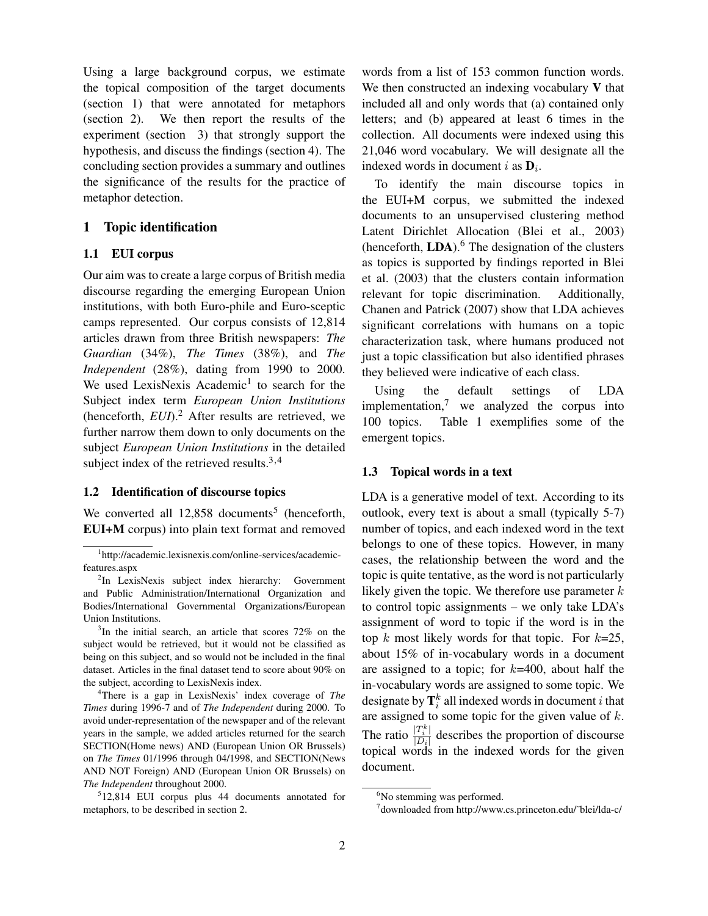Using a large background corpus, we estimate the topical composition of the target documents (section 1) that were annotated for metaphors (section 2). We then report the results of the experiment (section 3) that strongly support the hypothesis, and discuss the findings (section 4). The concluding section provides a summary and outlines the significance of the results for the practice of metaphor detection.

## 1 Topic identification

### 1.1 EUI corpus

Our aim was to create a large corpus of British media discourse regarding the emerging European Union institutions, with both Euro-phile and Euro-sceptic camps represented. Our corpus consists of 12,814 articles drawn from three British newspapers: *The Guardian* (34%), *The Times* (38%), and *The Independent* (28%), dating from 1990 to 2000. We used LexisNexis Academic[1] to search for the Subject index term *European Union Institutions* (henceforth, *EUI*).[2] After results are retrieved, we further narrow them down to only documents on the subject *European Union Institutions* in the detailed subject index of the retrieved results.[3,4]

### 1.2 Identification of discourse topics

We converted all 12,858 documents[5] (henceforth, **EUI+M** corpus) into plain text format and removed words from a list of 153 common function words. We then constructed an indexing vocabulary $\mathbf{V}$ that included all and only words that (a) contained only letters; and (b) appeared at least 6 times in the collection. All documents were indexed using this 21,046 word vocabulary. We will designate all the indexed words in document $i$ as $\mathbf{D}_i$.

To identify the main discourse topics in the EUI+M corpus, we submitted the indexed documents to an unsupervised clustering method Latent Dirichlet Allocation (Blei et al., 2003) (henceforth, **LDA**).[6] The designation of the clusters as topics is supported by findings reported in Blei et al. (2003) that the clusters contain information relevant for topic discrimination. Additionally, Chanen and Patrick (2007) show that LDA achieves significant correlations with humans on a topic characterization task, where humans produced not just a topic classification but also identified phrases they believed were indicative of each class.

Using the default settings of LDA implementation,[7] we analyzed the corpus into 100 topics. Table 1 exemplifies some of the emergent topics.

### 1.3 Topical words in a text

LDA is a generative model of text. According to its outlook, every text is about a small (typically 5-7) number of topics, and each indexed word in the text belongs to one of these topics. However, in many cases, the relationship between the word and the topic is quite tentative, as the word is not particularly likely given the topic. We therefore use parameter $k$ to control topic assignments – we only take LDA's assignment of word to topic if the word is in the top $k$ most likely words for that topic. For $k$=25, about 15% of in-vocabulary words in a document are assigned to a topic; for $k$=400, about half the in-vocabulary words are assigned to some topic. We designate by $\mathbf{T}_i^k$ all indexed words in document $i$ that are assigned to some topic for the given value of $k$. The ratio $\frac{|T_i^k|}{|D_i|}$ describes the proportion of discourse topical words in the indexed words for the given document.

---

[1] http://academic.lexisnexis.com/online-services/academic-features.aspx

[2] In LexisNexis subject index hierarchy: Government and Public Administration/International Organization and Bodies/International Governmental Organizations/European Union Institutions.

[3] In the initial search, an article that scores 72% on the subject would be retrieved, but it would not be classified as being on this subject, and so would not be included in the final dataset. Articles in the final dataset tend to score about 90% on the subject, according to LexisNexis index.

[4] There is a gap in LexisNexis' index coverage of *The Times* during 1996-7 and of *The Independent* during 2000. To avoid under-representation of the newspaper and of the relevant years in the sample, we added articles returned for the search SECTION(Home news) AND (European Union OR Brussels) on *The Times* 01/1996 through 04/1998, and SECTION(News AND NOT Foreign) AND (European Union OR Brussels) on *The Independent* throughout 2000.

[5] 12,814 EUI corpus plus 44 documents annotated for metaphors, to be described in section 2.

[6] No stemming was performed.

[7] downloaded from http://www.cs.princeton.edu/˜blei/lda-c/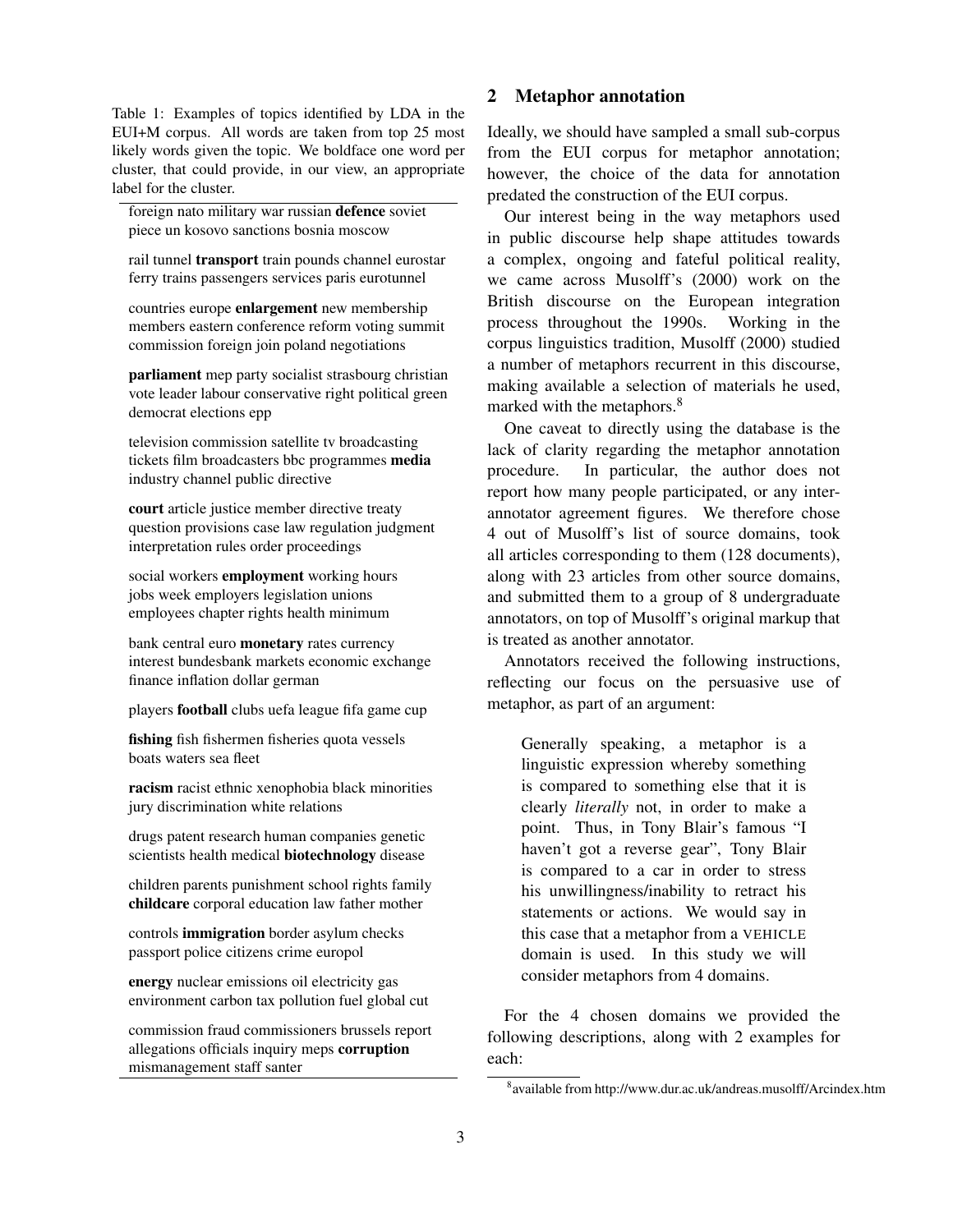Table 1: Examples of topics identified by LDA in the EUI+M corpus. All words are taken from top 25 most likely words given the topic. We boldface one word per cluster, that could provide, in our view, an appropriate label for the cluster.

| |
|---|
| foreign nato military war russian **defence** soviet piece un kosovo sanctions bosnia moscow |
| rail tunnel **transport** train pounds channel eurostar ferry trains passengers services paris eurotunnel |
| countries europe **enlargement** new membership members eastern conference reform voting summit commission foreign join poland negotiations |
| **parliament** mep party socialist strasbourg christian vote leader labour conservative right political green democrat elections epp |
| television commission satellite tv broadcasting tickets film broadcasters bbc programmes **media** industry channel public directive |
| **court** article justice member directive treaty question provisions case law regulation judgment interpretation rules order proceedings |
| social workers **employment** working hours jobs week employers legislation unions employees chapter rights health minimum |
| bank central euro **monetary** rates currency interest bundesbank markets economic exchange finance inflation dollar german |
| players **football** clubs uefa league fifa game cup |
| **fishing** fish fishermen fisheries quota vessels boats waters sea fleet |
| **racism** racist ethnic xenophobia black minorities jury discrimination white relations |
| drugs patent research human companies genetic scientists health medical **biotechnology** disease |
| children parents punishment school rights family **childcare** corporal education law father mother |
| controls **immigration** border asylum checks passport police citizens crime europol |
| **energy** nuclear emissions oil electricity gas environment carbon tax pollution fuel global cut |
| commission fraud commissioners brussels report allegations officials inquiry meps **corruption** mismanagement staff santer |

## 2 Metaphor annotation

Ideally, we should have sampled a small sub-corpus from the EUI corpus for metaphor annotation; however, the choice of the data for annotation predated the construction of the EUI corpus.

Our interest being in the way metaphors used in public discourse help shape attitudes towards a complex, ongoing and fateful political reality, we came across Musolff's (2000) work on the British discourse on the European integration process throughout the 1990s. Working in the corpus linguistics tradition, Musolff (2000) studied a number of metaphors recurrent in this discourse, making available a selection of materials he used, marked with the metaphors.[8]

One caveat to directly using the database is the lack of clarity regarding the metaphor annotation procedure. In particular, the author does not report how many people participated, or any inter-annotator agreement figures. We therefore chose 4 out of Musolff's list of source domains, took all articles corresponding to them (128 documents), along with 23 articles from other source domains, and submitted them to a group of 8 undergraduate annotators, on top of Musolff's original markup that is treated as another annotator.

Annotators received the following instructions, reflecting our focus on the persuasive use of metaphor, as part of an argument:

> Generally speaking, a metaphor is a linguistic expression whereby something is compared to something else that it is clearly *literally* not, in order to make a point. Thus, in Tony Blair's famous "I haven't got a reverse gear", Tony Blair is compared to a car in order to stress his unwillingness/inability to retract his statements or actions. We would say in this case that a metaphor from a VEHICLE domain is used. In this study we will consider metaphors from 4 domains.

For the 4 chosen domains we provided the following descriptions, along with 2 examples for each:

[8] available from http://www.dur.ac.uk/andreas.musolff/Arcindex.htm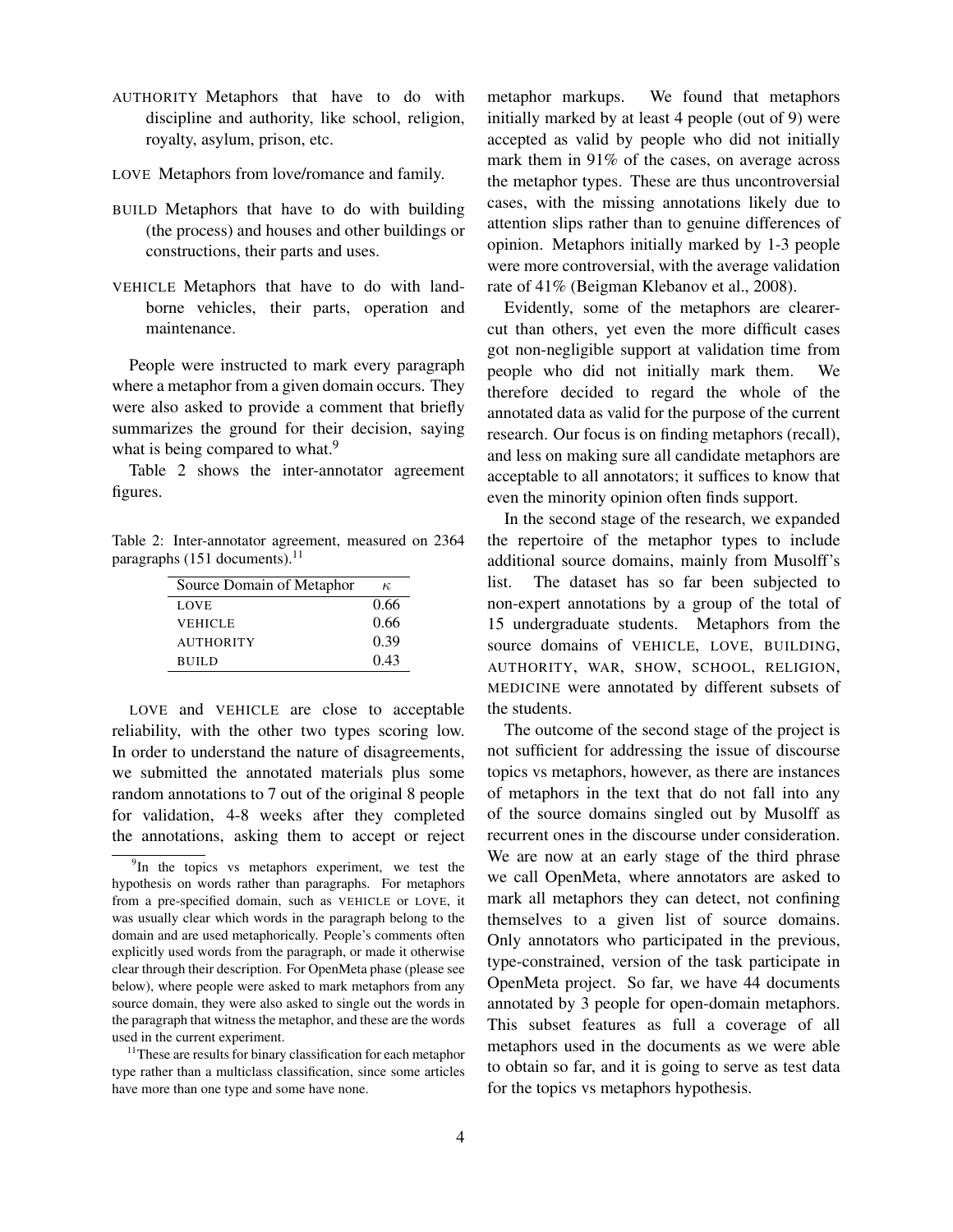AUTHORITY Metaphors that have to do with discipline and authority, like school, religion, royalty, asylum, prison, etc.

LOVE Metaphors from love/romance and family.

BUILD Metaphors that have to do with building (the process) and houses and other buildings or constructions, their parts and uses.

VEHICLE Metaphors that have to do with land-borne vehicles, their parts, operation and maintenance.

People were instructed to mark every paragraph where a metaphor from a given domain occurs. They were also asked to provide a comment that briefly summarizes the ground for their decision, saying what is being compared to what.[9]

Table 2 shows the inter-annotator agreement figures.

Table 2: Inter-annotator agreement, measured on 2364 paragraphs (151 documents).[11]

| Source Domain of Metaphor | $\kappa$ |
|---|---|
| LOVE | 0.66 |
| VEHICLE | 0.66 |
| AUTHORITY | 0.39 |
| BUILD | 0.43 |

LOVE and VEHICLE are close to acceptable reliability, with the other two types scoring low. In order to understand the nature of disagreements, we submitted the annotated materials plus some random annotations to 7 out of the original 8 people for validation, 4-8 weeks after they completed the annotations, asking them to accept or reject metaphor markups. We found that metaphors initially marked by at least 4 people (out of 9) were accepted as valid by people who did not initially mark them in 91% of the cases, on average across the metaphor types. These are thus uncontroversial cases, with the missing annotations likely due to attention slips rather than to genuine differences of opinion. Metaphors initially marked by 1-3 people were more controversial, with the average validation rate of 41% (Beigman Klebanov et al., 2008).

Evidently, some of the metaphors are clearer-cut than others, yet even the more difficult cases got non-negligible support at validation time from people who did not initially mark them. We therefore decided to regard the whole of the annotated data as valid for the purpose of the current research. Our focus is on finding metaphors (recall), and less on making sure all candidate metaphors are acceptable to all annotators; it suffices to know that even the minority opinion often finds support.

In the second stage of the research, we expanded the repertoire of the metaphor types to include additional source domains, mainly from Musolff's list. The dataset has so far been subjected to non-expert annotations by a group of the total of 15 undergraduate students. Metaphors from the source domains of VEHICLE, LOVE, BUILDING, AUTHORITY, WAR, SHOW, SCHOOL, RELIGION, MEDICINE were annotated by different subsets of the students.

The outcome of the second stage of the project is not sufficient for addressing the issue of discourse topics vs metaphors, however, as there are instances of metaphors in the text that do not fall into any of the source domains singled out by Musolff as recurrent ones in the discourse under consideration. We are now at an early stage of the third phrase we call OpenMeta, where annotators are asked to mark all metaphors they can detect, not confining themselves to a given list of source domains. Only annotators who participated in the previous, type-constrained, version of the task participate in OpenMeta project. So far, we have 44 documents annotated by 3 people for open-domain metaphors. This subset features as full a coverage of all metaphors used in the documents as we were able to obtain so far, and it is going to serve as test data for the topics vs metaphors hypothesis.

[9] In the topics vs metaphors experiment, we test the hypothesis on words rather than paragraphs. For metaphors from a pre-specified domain, such as VEHICLE or LOVE, it was usually clear which words in the paragraph belong to the domain and are used metaphorically. People's comments often explicitly used words from the paragraph, or made it otherwise clear through their description. For OpenMeta phase (please see below), where people were asked to mark metaphors from any source domain, they were also asked to single out the words in the paragraph that witness the metaphor, and these are the words used in the current experiment.

[11] These are results for binary classification for each metaphor type rather than a multiclass classification, since some articles have more than one type and some have none.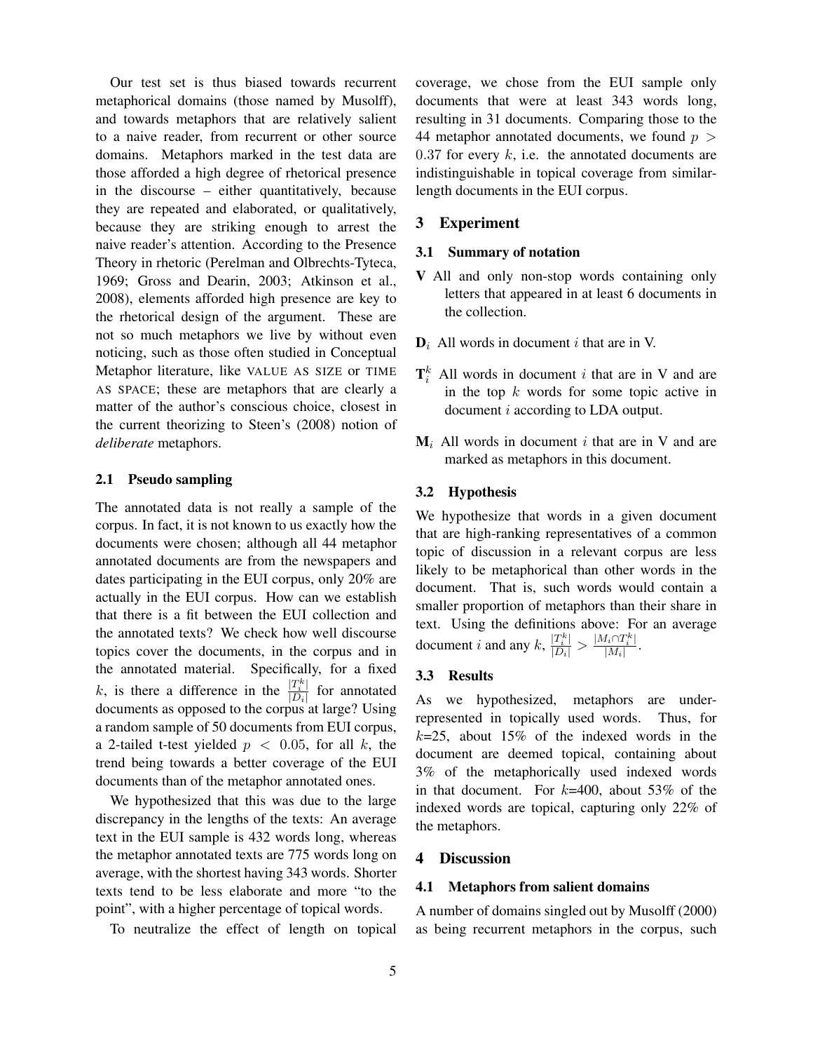Our test set is thus biased towards recurrent metaphorical domains (those named by Musolff), and towards metaphors that are relatively salient to a naive reader, from recurrent or other source domains. Metaphors marked in the test data are those afforded a high degree of rhetorical presence in the discourse – either quantitatively, because they are repeated and elaborated, or qualitatively, because they are striking enough to arrest the naive reader's attention. According to the Presence Theory in rhetoric (Perelman and Olbrechts-Tyteca, 1969; Gross and Dearin, 2003; Atkinson et al., 2008), elements afforded high presence are key to the rhetorical design of the argument. These are not so much metaphors we live by without even noticing, such as those often studied in Conceptual Metaphor literature, like VALUE AS SIZE or TIME AS SPACE; these are metaphors that are clearly a matter of the author's conscious choice, closest in the current theorizing to Steen's (2008) notion of *deliberate* metaphors.

### 2.1 Pseudo sampling

The annotated data is not really a sample of the corpus. In fact, it is not known to us exactly how the documents were chosen; although all 44 metaphor annotated documents are from the newspapers and dates participating in the EUI corpus, only 20% are actually in the EUI corpus. How can we establish that there is a fit between the EUI collection and the annotated texts? We check how well discourse topics cover the documents, in the corpus and in the annotated material. Specifically, for a fixed $k$, is there a difference in the $\frac{|T_i^k|}{|D_i|}$ for annotated documents as opposed to the corpus at large? Using a random sample of 50 documents from EUI corpus, a 2-tailed t-test yielded $p < 0.05$, for all $k$, the trend being towards a better coverage of the EUI documents than of the metaphor annotated ones.

We hypothesized that this was due to the large discrepancy in the lengths of the texts: An average text in the EUI sample is 432 words long, whereas the metaphor annotated texts are 775 words long on average, with the shortest having 343 words. Shorter texts tend to be less elaborate and more "to the point", with a higher percentage of topical words.

To neutralize the effect of length on topical coverage, we chose from the EUI sample only documents that were at least 343 words long, resulting in 31 documents. Comparing those to the 44 metaphor annotated documents, we found $p > 0.37$ for every $k$, i.e. the annotated documents are indistinguishable in topical coverage from similar-length documents in the EUI corpus.

## 3 Experiment

### 3.1 Summary of notation

**V** All and only non-stop words containing only letters that appeared in at least 6 documents in the collection.

$\mathbf{D}_i$ All words in document $i$ that are in V.

$\mathbf{T}_i^k$ All words in document $i$ that are in V and are in the top $k$ words for some topic active in document $i$ according to LDA output.

$\mathbf{M}_i$ All words in document $i$ that are in V and are marked as metaphors in this document.

### 3.2 Hypothesis

We hypothesize that words in a given document that are high-ranking representatives of a common topic of discussion in a relevant corpus are less likely to be metaphorical than other words in the document. That is, such words would contain a smaller proportion of metaphors than their share in text. Using the definitions above: For an average document $i$ and any $k$, $\frac{|T_i^k|}{|D_i|} > \frac{|M_i \cap T_i^k|}{|M_i|}$.

### 3.3 Results

As we hypothesized, metaphors are under-represented in topically used words. Thus, for $k$=25, about 15% of the indexed words in the document are deemed topical, containing about 3% of the metaphorically used indexed words in that document. For $k$=400, about 53% of the indexed words are topical, capturing only 22% of the metaphors.

## 4 Discussion

### 4.1 Metaphors from salient domains

A number of domains singled out by Musolff (2000) as being recurrent metaphors in the corpus, such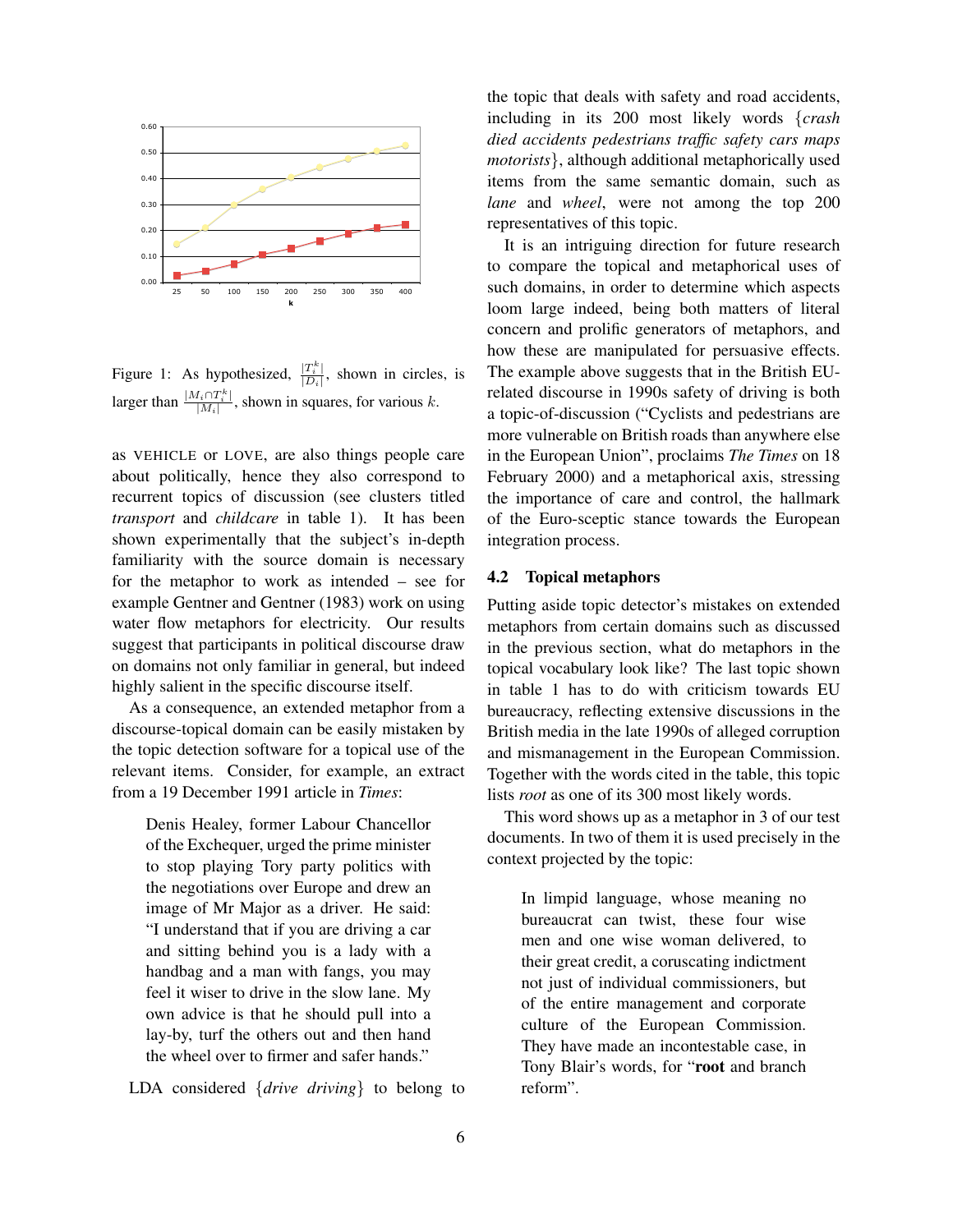Figure 1: As hypothesized, $\frac{|T_i^k|}{|D_i|}$, shown in circles, is larger than $\frac{|M_i \cap T_i^k|}{|M_i|}$, shown in squares, for various $k$.

as VEHICLE or LOVE, are also things people care about politically, hence they also correspond to recurrent topics of discussion (see clusters titled *transport* and *childcare* in table 1). It has been shown experimentally that the subject's in-depth familiarity with the source domain is necessary for the metaphor to work as intended – see for example Gentner and Gentner (1983) work on using water flow metaphors for electricity. Our results suggest that participants in political discourse draw on domains not only familiar in general, but indeed highly salient in the specific discourse itself.

As a consequence, an extended metaphor from a discourse-topical domain can be easily mistaken by the topic detection software for a topical use of the relevant items. Consider, for example, an extract from a 19 December 1991 article in *Times*:

> Denis Healey, former Labour Chancellor of the Exchequer, urged the prime minister to stop playing Tory party politics with the negotiations over Europe and drew an image of Mr Major as a driver. He said: "I understand that if you are driving a car and sitting behind you is a lady with a handbag and a man with fangs, you may feel it wiser to drive in the slow lane. My own advice is that he should pull into a lay-by, turf the others out and then hand the wheel over to firmer and safer hands."

LDA considered {*drive driving*} to belong to the topic that deals with safety and road accidents, including in its 200 most likely words {*crash died accidents pedestrians traffic safety cars maps motorists*}, although additional metaphorically used items from the same semantic domain, such as *lane* and *wheel*, were not among the top 200 representatives of this topic.

It is an intriguing direction for future research to compare the topical and metaphorical uses of such domains, in order to determine which aspects loom large indeed, being both matters of literal concern and prolific generators of metaphors, and how these are manipulated for persuasive effects. The example above suggests that in the British EU-related discourse in 1990s safety of driving is both a topic-of-discussion ("Cyclists and pedestrians are more vulnerable on British roads than anywhere else in the European Union", proclaims *The Times* on 18 February 2000) and a metaphorical axis, stressing the importance of care and control, the hallmark of the Euro-sceptic stance towards the European integration process.

### 4.2 Topical metaphors

Putting aside topic detector's mistakes on extended metaphors from certain domains such as discussed in the previous section, what do metaphors in the topical vocabulary look like? The last topic shown in table 1 has to do with criticism towards EU bureaucracy, reflecting extensive discussions in the British media in the late 1990s of alleged corruption and mismanagement in the European Commission. Together with the words cited in the table, this topic lists *root* as one of its 300 most likely words.

This word shows up as a metaphor in 3 of our test documents. In two of them it is used precisely in the context projected by the topic:

> In limpid language, whose meaning no bureaucrat can twist, these four wise men and one wise woman delivered, to their great credit, a coruscating indictment not just of individual commissioners, but of the entire management and corporate culture of the European Commission. They have made an incontestable case, in Tony Blair's words, for "**root** and branch reform".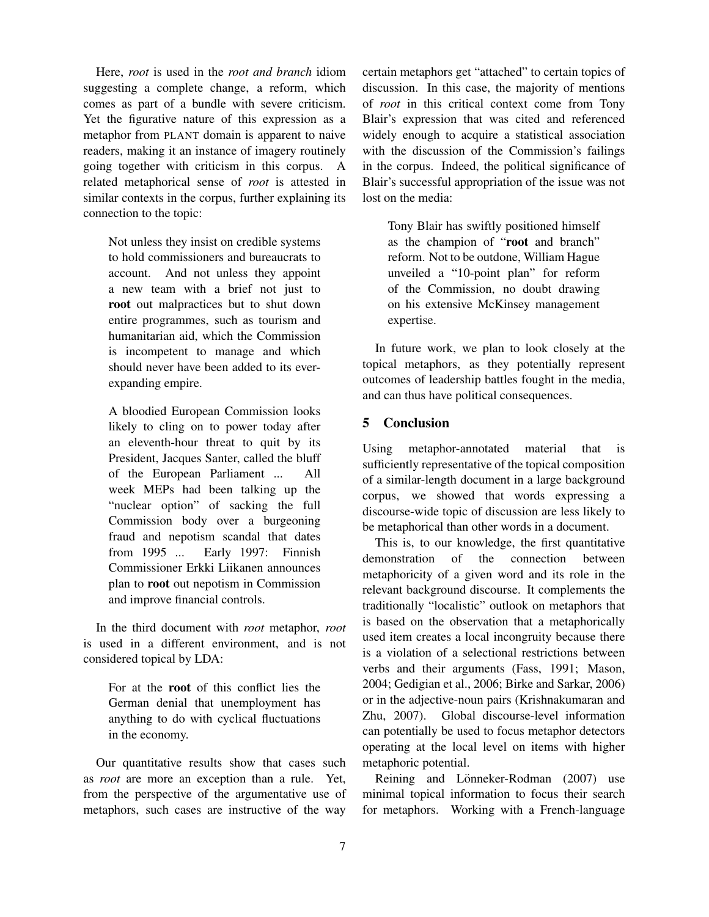Here, *root* is used in the *root and branch* idiom suggesting a complete change, a reform, which comes as part of a bundle with severe criticism. Yet the figurative nature of this expression as a metaphor from PLANT domain is apparent to naive readers, making it an instance of imagery routinely going together with criticism in this corpus. A related metaphorical sense of *root* is attested in similar contexts in the corpus, further explaining its connection to the topic:

> Not unless they insist on credible systems to hold commissioners and bureaucrats to account. And not unless they appoint a new team with a brief not just to **root** out malpractices but to shut down entire programmes, such as tourism and humanitarian aid, which the Commission is incompetent to manage and which should never have been added to its ever-expanding empire.

> A bloodied European Commission looks likely to cling on to power today after an eleventh-hour threat to quit by its President, Jacques Santer, called the bluff of the European Parliament ... All week MEPs had been talking up the "nuclear option" of sacking the full Commission body over a burgeoning fraud and nepotism scandal that dates from 1995 ... Early 1997: Finnish Commissioner Erkki Liikanen announces plan to **root** out nepotism in Commission and improve financial controls.

In the third document with *root* metaphor, *root* is used in a different environment, and is not considered topical by LDA:

> For at the **root** of this conflict lies the German denial that unemployment has anything to do with cyclical fluctuations in the economy.

Our quantitative results show that cases such as *root* are more an exception than a rule. Yet, from the perspective of the argumentative use of metaphors, such cases are instructive of the way certain metaphors get "attached" to certain topics of discussion. In this case, the majority of mentions of *root* in this critical context come from Tony Blair's expression that was cited and referenced widely enough to acquire a statistical association with the discussion of the Commission's failings in the corpus. Indeed, the political significance of Blair's successful appropriation of the issue was not lost on the media:

> Tony Blair has swiftly positioned himself as the champion of "**root** and branch" reform. Not to be outdone, William Hague unveiled a "10-point plan" for reform of the Commission, no doubt drawing on his extensive McKinsey management expertise.

In future work, we plan to look closely at the topical metaphors, as they potentially represent outcomes of leadership battles fought in the media, and can thus have political consequences.

## 5 Conclusion

Using metaphor-annotated material that is sufficiently representative of the topical composition of a similar-length document in a large background corpus, we showed that words expressing a discourse-wide topic of discussion are less likely to be metaphorical than other words in a document.

This is, to our knowledge, the first quantitative demonstration of the connection between metaphoricity of a given word and its role in the relevant background discourse. It complements the traditionally "localistic" outlook on metaphors that is based on the observation that a metaphorically used item creates a local incongruity because there is a violation of a selectional restrictions between verbs and their arguments (Fass, 1991; Mason, 2004; Gedigian et al., 2006; Birke and Sarkar, 2006) or in the adjective-noun pairs (Krishnakumaran and Zhu, 2007). Global discourse-level information can potentially be used to focus metaphor detectors operating at the local level on items with higher metaphoric potential.

Reining and Lönneker-Rodman (2007) use minimal topical information to focus their search for metaphors. Working with a French-language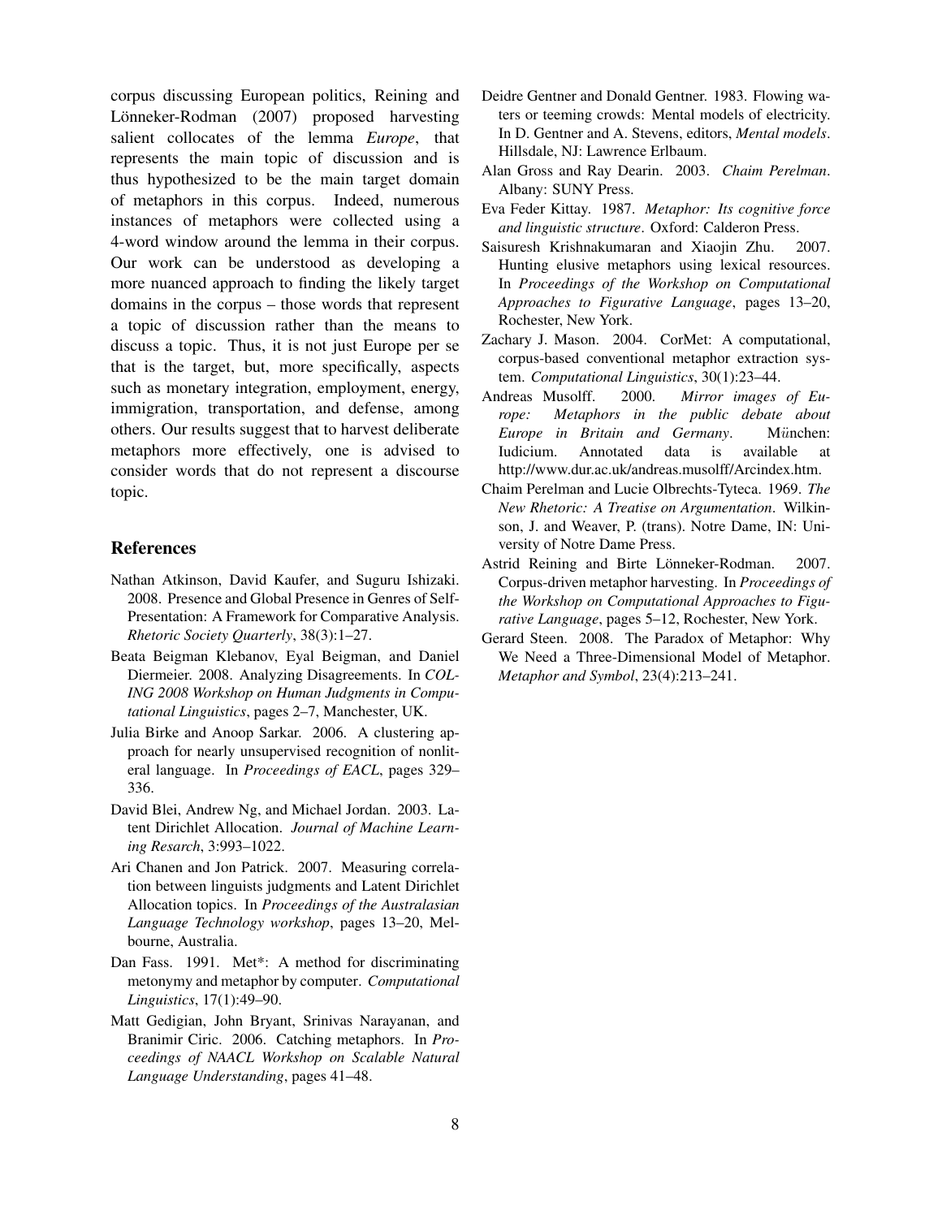corpus discussing European politics, Reining and Lönneker-Rodman (2007) proposed harvesting salient collocates of the lemma *Europe*, that represents the main topic of discussion and is thus hypothesized to be the main target domain of metaphors in this corpus. Indeed, numerous instances of metaphors were collected using a 4-word window around the lemma in their corpus. Our work can be understood as developing a more nuanced approach to finding the likely target domains in the corpus – those words that represent a topic of discussion rather than the means to discuss a topic. Thus, it is not just Europe per se that is the target, but, more specifically, aspects such as monetary integration, employment, energy, immigration, transportation, and defense, among others. Our results suggest that to harvest deliberate metaphors more effectively, one is advised to consider words that do not represent a discourse topic.

## References

Nathan Atkinson, David Kaufer, and Suguru Ishizaki. 2008. Presence and Global Presence in Genres of Self-Presentation: A Framework for Comparative Analysis. *Rhetoric Society Quarterly*, 38(3):1–27.

Beata Beigman Klebanov, Eyal Beigman, and Daniel Diermeier. 2008. Analyzing Disagreements. In *COLING 2008 Workshop on Human Judgments in Computational Linguistics*, pages 2–7, Manchester, UK.

Julia Birke and Anoop Sarkar. 2006. A clustering approach for nearly unsupervised recognition of nonliteral language. In *Proceedings of EACL*, pages 329–336.

David Blei, Andrew Ng, and Michael Jordan. 2003. Latent Dirichlet Allocation. *Journal of Machine Learning Resarch*, 3:993–1022.

Ari Chanen and Jon Patrick. 2007. Measuring correlation between linguists judgments and Latent Dirichlet Allocation topics. In *Proceedings of the Australasian Language Technology workshop*, pages 13–20, Melbourne, Australia.

Dan Fass. 1991. Met*: A method for discriminating metonymy and metaphor by computer. *Computational Linguistics*, 17(1):49–90.

Matt Gedigian, John Bryant, Srinivas Narayanan, and Branimir Ciric. 2006. Catching metaphors. In *Proceedings of NAACL Workshop on Scalable Natural Language Understanding*, pages 41–48.

Deidre Gentner and Donald Gentner. 1983. Flowing waters or teeming crowds: Mental models of electricity. In D. Gentner and A. Stevens, editors, *Mental models*. Hillsdale, NJ: Lawrence Erlbaum.

Alan Gross and Ray Dearin. 2003. *Chaim Perelman*. Albany: SUNY Press.

Eva Feder Kittay. 1987. *Metaphor: Its cognitive force and linguistic structure*. Oxford: Calderon Press.

Saisuresh Krishnakumaran and Xiaojin Zhu. 2007. Hunting elusive metaphors using lexical resources. In *Proceedings of the Workshop on Computational Approaches to Figurative Language*, pages 13–20, Rochester, New York.

Zachary J. Mason. 2004. CorMet: A computational, corpus-based conventional metaphor extraction system. *Computational Linguistics*, 30(1):23–44.

Andreas Musolff. 2000. *Mirror images of Europe: Metaphors in the public debate about Europe in Britain and Germany*. München: Iudicium. Annotated data is available at http://www.dur.ac.uk/andreas.musolff/Arcindex.htm.

Chaim Perelman and Lucie Olbrechts-Tyteca. 1969. *The New Rhetoric: A Treatise on Argumentation*. Wilkinson, J. and Weaver, P. (trans). Notre Dame, IN: University of Notre Dame Press.

Astrid Reining and Birte Lönneker-Rodman. 2007. Corpus-driven metaphor harvesting. In *Proceedings of the Workshop on Computational Approaches to Figurative Language*, pages 5–12, Rochester, New York.

Gerard Steen. 2008. The Paradox of Metaphor: Why We Need a Three-Dimensional Model of Metaphor. *Metaphor and Symbol*, 23(4):213–241.